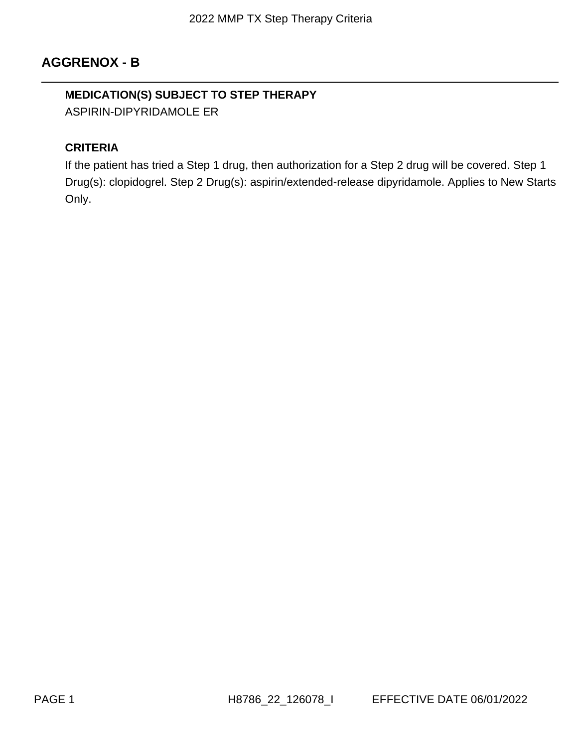## AGGRENOX - B

**MEDICATION(S) SUBJECT TO STEP THERAPY**

ASPIRIN-DIPYRIDAMOLE ER

**CRITERIA**

If the patient has tried a Step 1 drug, then authorization for a Step 2 drug will be covered. Step 1 Drug(s): clopidogrel. Step 2 Drug(s): aspirin/extended-release dipyridamole. Applies to New Starts Only.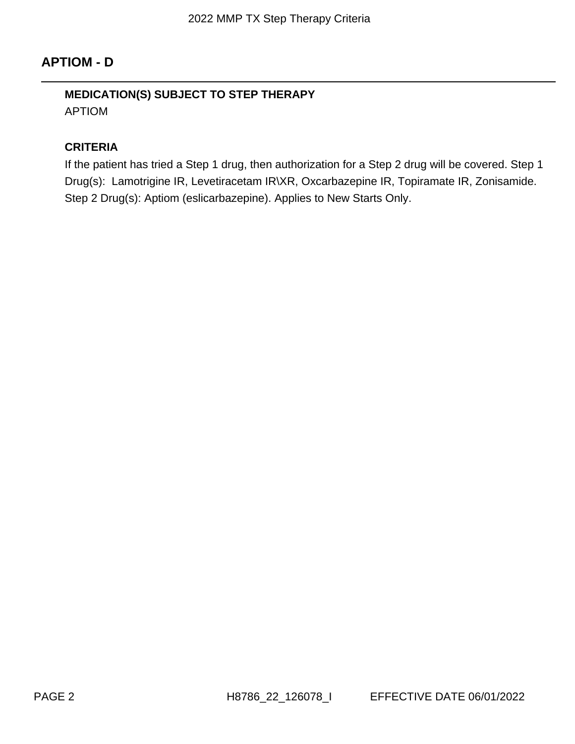## APTIOM - D

**MEDICATION(S) SUBJECT TO STEP THERAPY**

APTIOM

**CRITERIA**

If the patient has tried a Step 1 drug, then authorization for a Step 2 drug will be covered. Step 1 Drug(s): Lamotrigine IR, Levetiracetam IR\XR, Oxcarbazepine IR, Topiramate IR, Zonisamide. Step 2 Drug(s): Aptiom (eslicarbazepine). Applies to New Starts Only.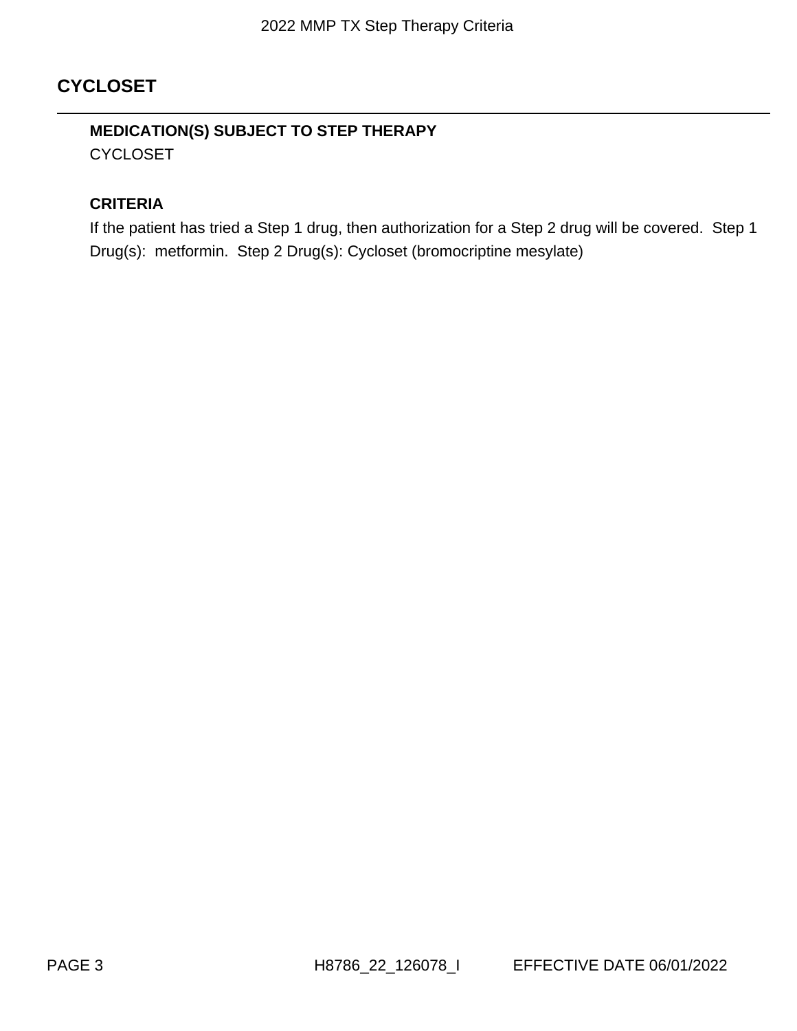## CYCLOSET

### MEDICATION(S) SUBJECT TO STEP THERAPY

CYCLOSET

### CRITERIA

If the patient has tried a Step 1 drug, then authorization for a Step 2 drug will be covered. Step 1 Drug(s): metformin. Step 2 Drug(s): Cycloset (bromocriptine mesylate)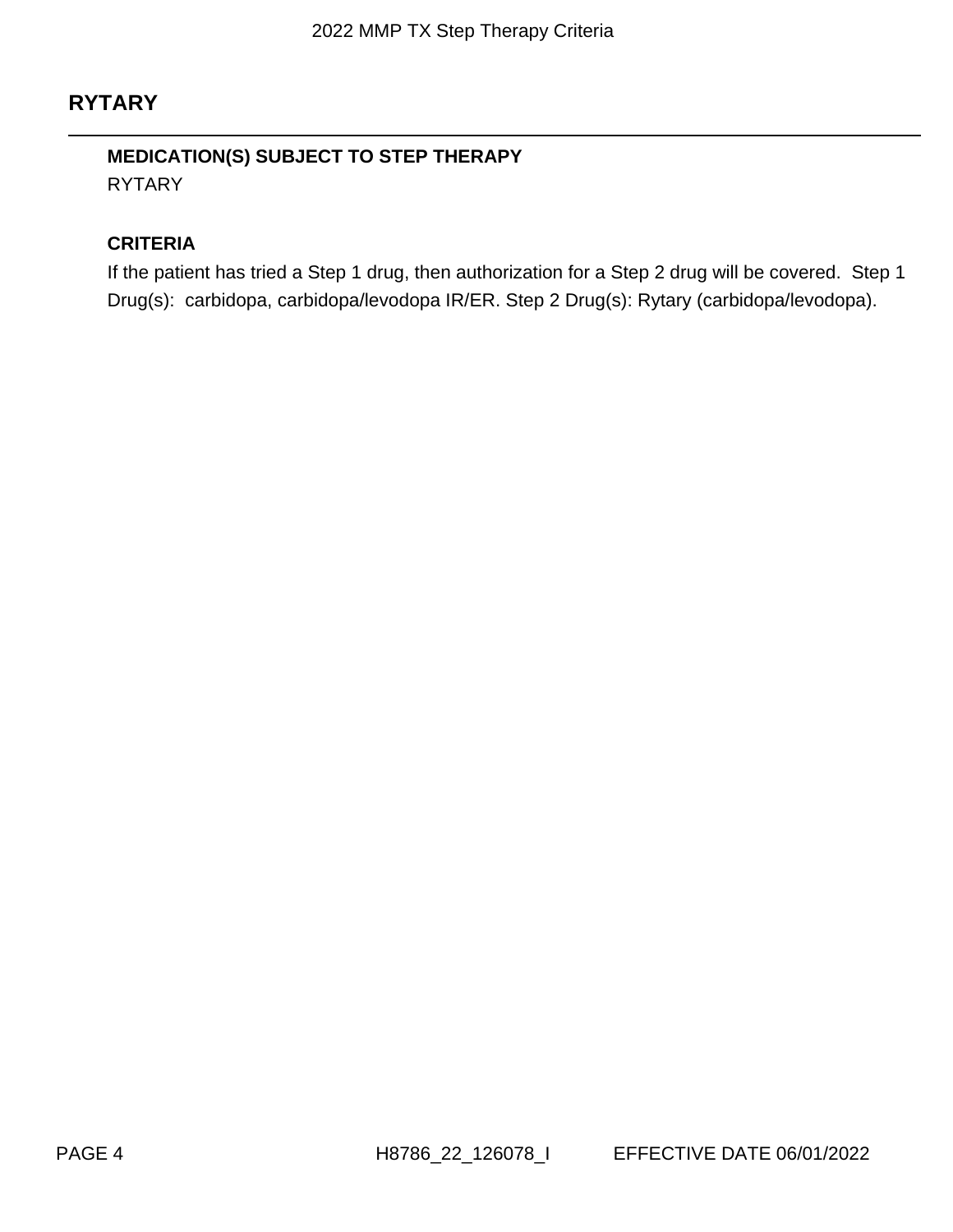## RYTARY

**MEDICATION(S) SUBJECT TO STEP THERAPY**

RYTARY

**CRITERIA**

If the patient has tried a Step 1 drug, then authorization for a Step 2 drug will be covered. Step 1 Drug(s): carbidopa, carbidopa/levodopa IR/ER. Step 2 Drug(s): Rytary (carbidopa/levodopa).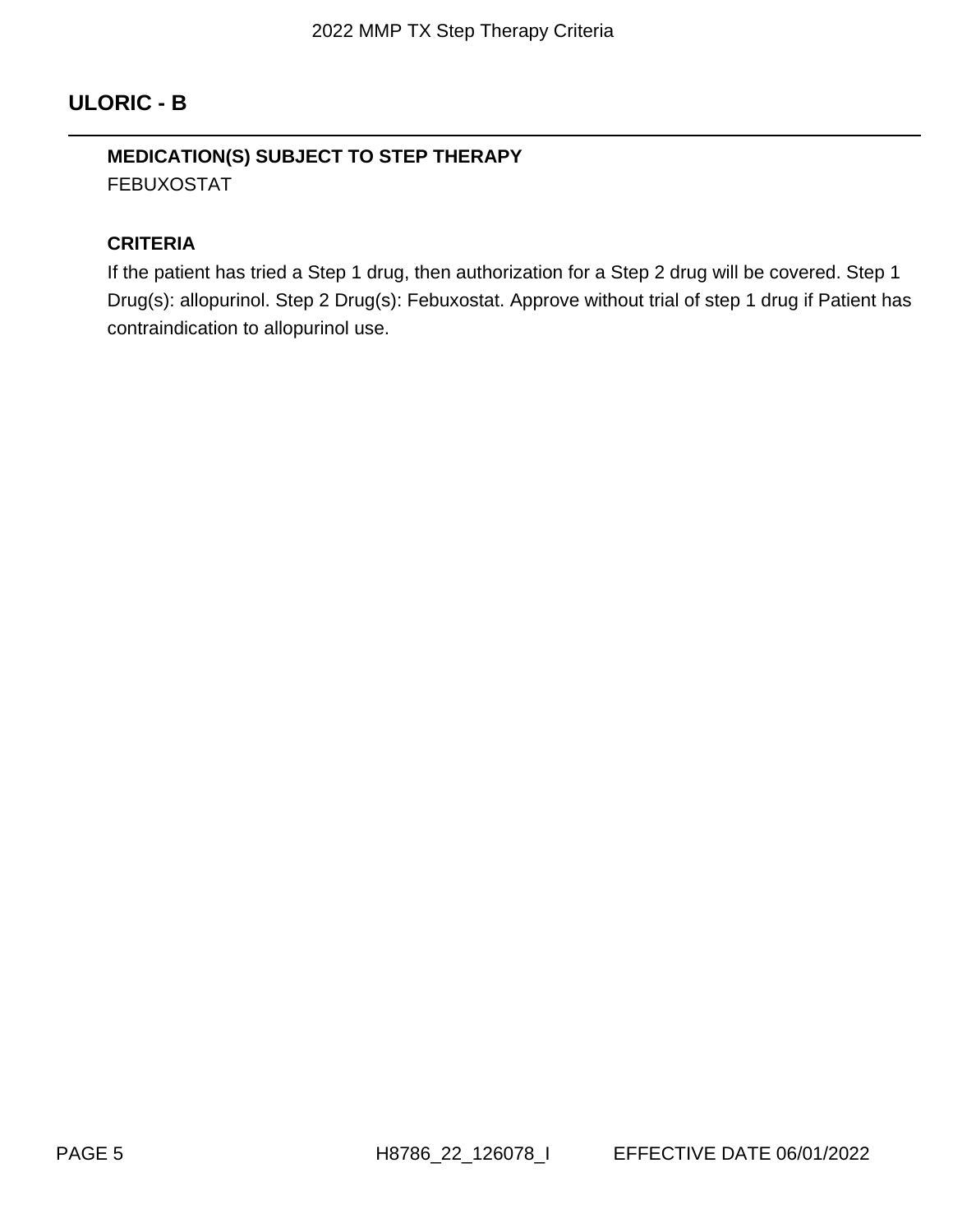## ULORIC - B

---

**MEDICATION(S) SUBJECT TO STEP THERAPY**

FEBUXOSTAT

**CRITERIA**

If the patient has tried a Step 1 drug, then authorization for a Step 2 drug will be covered. Step 1 Drug(s): allopurinol. Step 2 Drug(s): Febuxostat. Approve without trial of step 1 drug if Patient has contraindication to allopurinol use.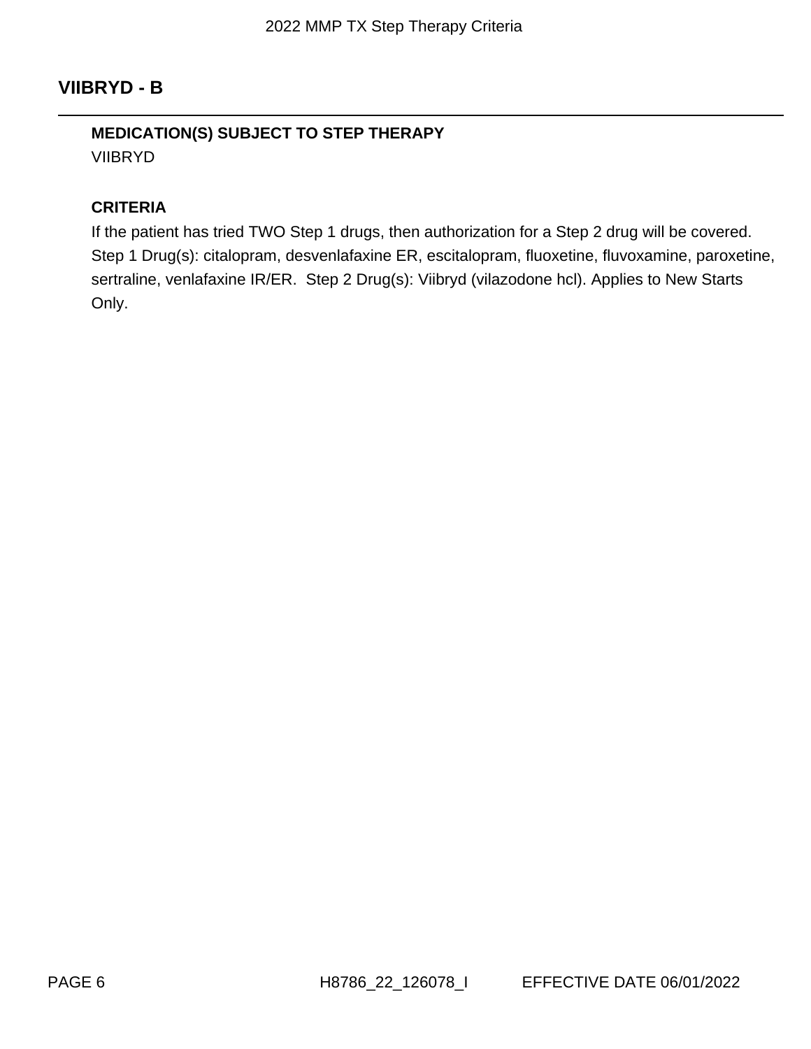## VIIBRYD - B

**MEDICATION(S) SUBJECT TO STEP THERAPY**

VIIBRYD

**CRITERIA**

If the patient has tried TWO Step 1 drugs, then authorization for a Step 2 drug will be covered. Step 1 Drug(s): citalopram, desvenlafaxine ER, escitalopram, fluoxetine, fluvoxamine, paroxetine, sertraline, venlafaxine IR/ER. Step 2 Drug(s): Viibryd (vilazodone hcl). Applies to New Starts Only.